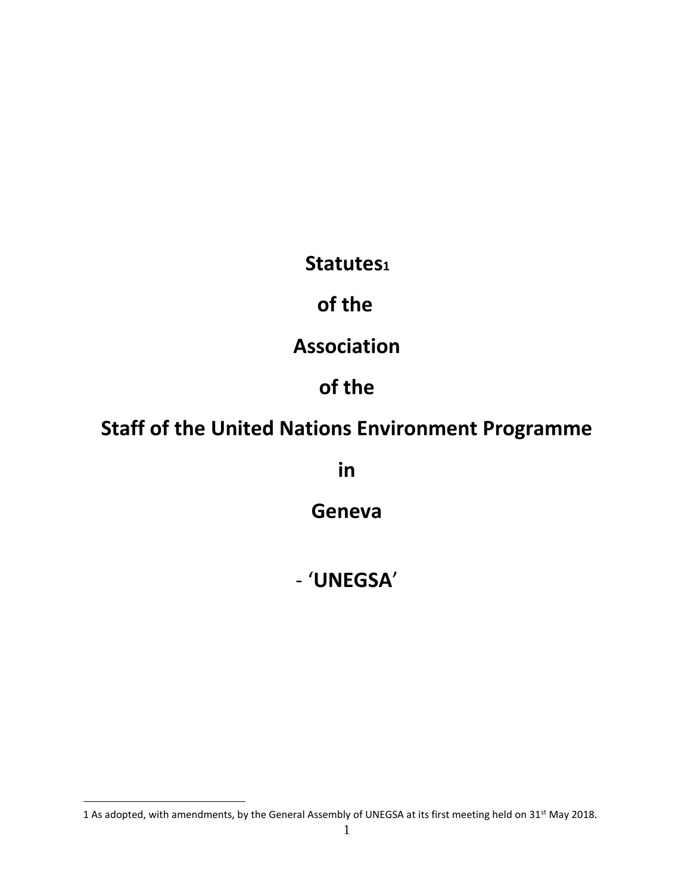# Statutes[1]

# of the

# Association

# of the

# Staff of the United Nations Environment Programme

# in

# Geneva

# - 'UNEGSA'

---

[1] As adopted, with amendments, by the General Assembly of UNEGSA at its first meeting held on 31st May 2018.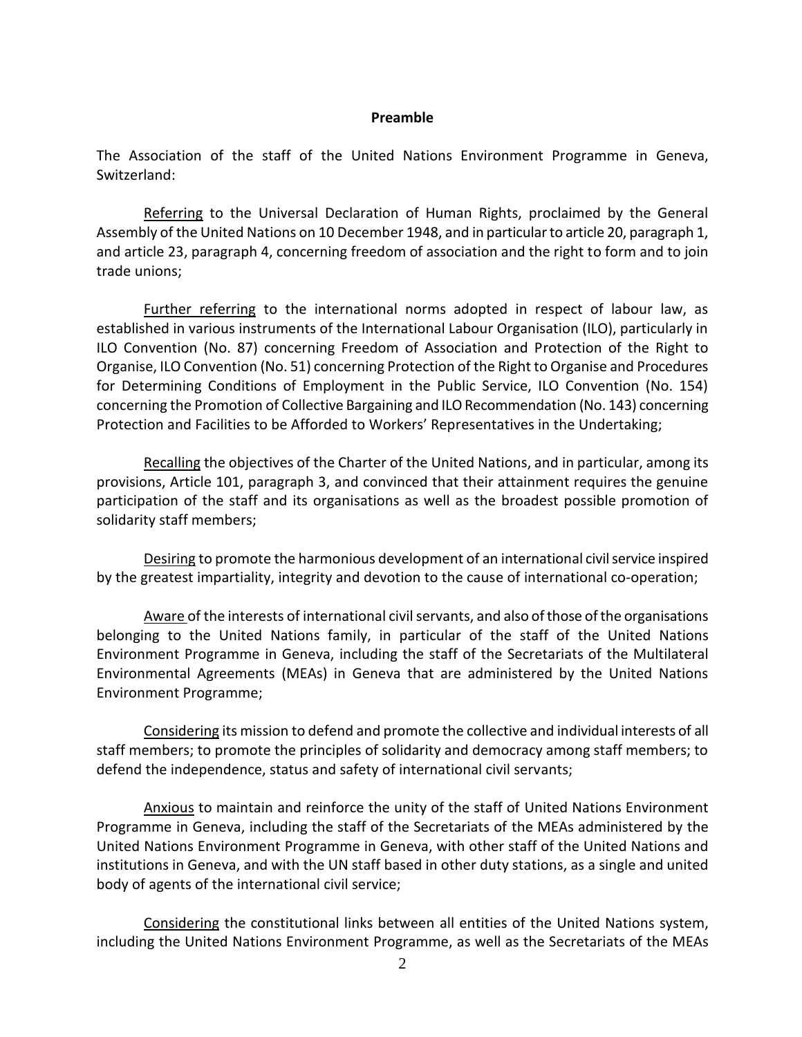**Preamble**

The Association of the staff of the United Nations Environment Programme in Geneva, Switzerland:

Referring to the Universal Declaration of Human Rights, proclaimed by the General Assembly of the United Nations on 10 December 1948, and in particular to article 20, paragraph 1, and article 23, paragraph 4, concerning freedom of association and the right to form and to join trade unions;

Further referring to the international norms adopted in respect of labour law, as established in various instruments of the International Labour Organisation (ILO), particularly in ILO Convention (No. 87) concerning Freedom of Association and Protection of the Right to Organise, ILO Convention (No. 51) concerning Protection of the Right to Organise and Procedures for Determining Conditions of Employment in the Public Service, ILO Convention (No. 154) concerning the Promotion of Collective Bargaining and ILO Recommendation (No. 143) concerning Protection and Facilities to be Afforded to Workers' Representatives in the Undertaking;

Recalling the objectives of the Charter of the United Nations, and in particular, among its provisions, Article 101, paragraph 3, and convinced that their attainment requires the genuine participation of the staff and its organisations as well as the broadest possible promotion of solidarity staff members;

Desiring to promote the harmonious development of an international civil service inspired by the greatest impartiality, integrity and devotion to the cause of international co-operation;

Aware of the interests of international civil servants, and also of those of the organisations belonging to the United Nations family, in particular of the staff of the United Nations Environment Programme in Geneva, including the staff of the Secretariats of the Multilateral Environmental Agreements (MEAs) in Geneva that are administered by the United Nations Environment Programme;

Considering its mission to defend and promote the collective and individual interests of all staff members; to promote the principles of solidarity and democracy among staff members; to defend the independence, status and safety of international civil servants;

Anxious to maintain and reinforce the unity of the staff of United Nations Environment Programme in Geneva, including the staff of the Secretariats of the MEAs administered by the United Nations Environment Programme in Geneva, with other staff of the United Nations and institutions in Geneva, and with the UN staff based in other duty stations, as a single and united body of agents of the international civil service;

Considering the constitutional links between all entities of the United Nations system, including the United Nations Environment Programme, as well as the Secretariats of the MEAs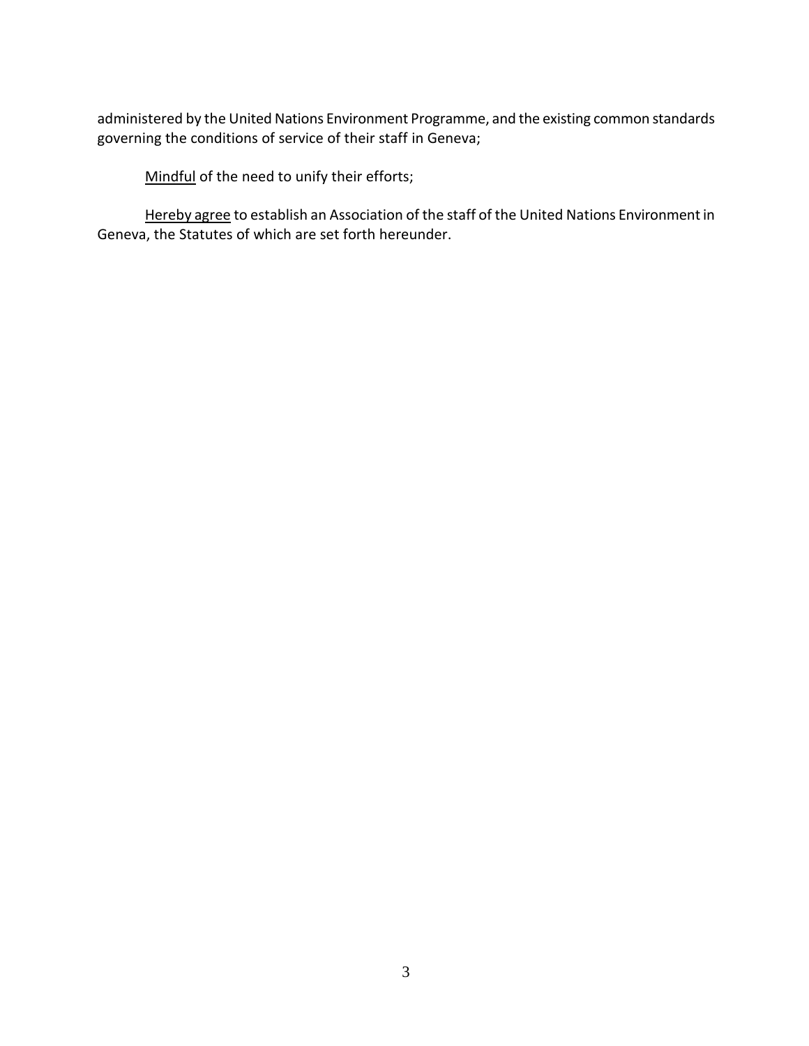administered by the United Nations Environment Programme, and the existing common standards governing the conditions of service of their staff in Geneva;

<u>Mindful</u> of the need to unify their efforts;

<u>Hereby agree</u> to establish an Association of the staff of the United Nations Environment in Geneva, the Statutes of which are set forth hereunder.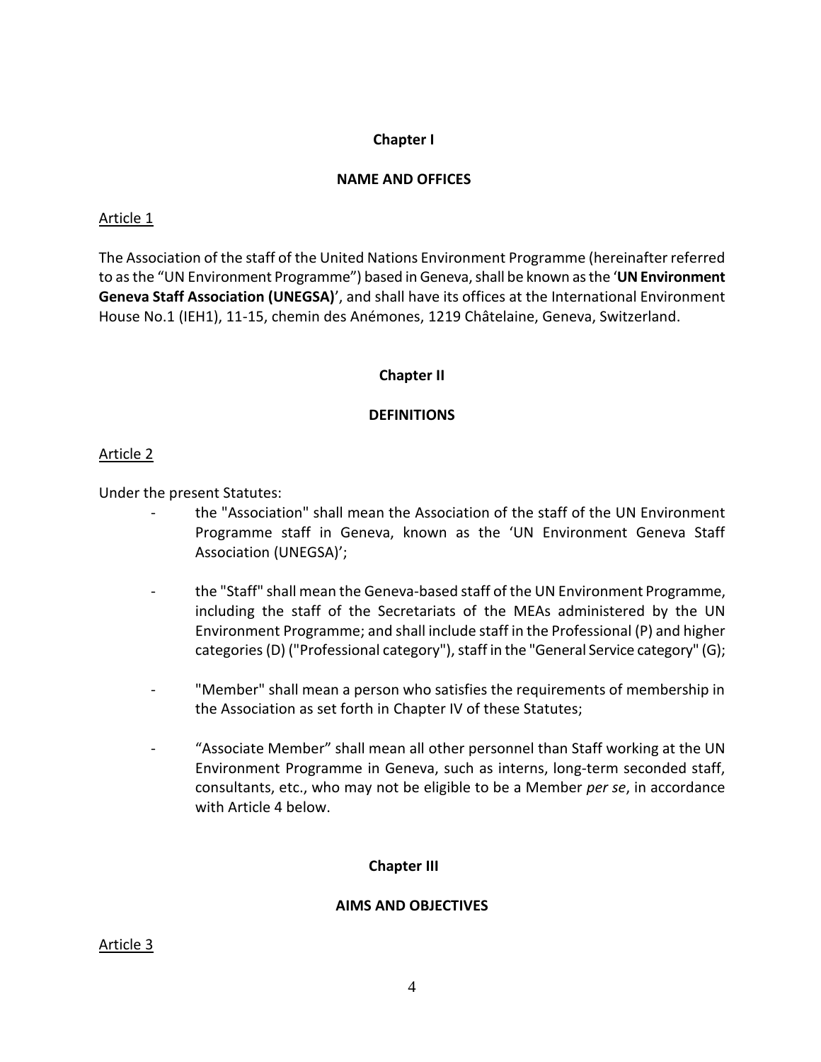## Chapter I

## NAME AND OFFICES

Article 1

The Association of the staff of the United Nations Environment Programme (hereinafter referred to as the "UN Environment Programme") based in Geneva, shall be known as the '**UN Environment Geneva Staff Association (UNEGSA)**', and shall have its offices at the International Environment House No.1 (IEH1), 11-15, chemin des Anémones, 1219 Châtelaine, Geneva, Switzerland.

## Chapter II

## DEFINITIONS

Article 2

Under the present Statutes:

- the "Association" shall mean the Association of the staff of the UN Environment Programme staff in Geneva, known as the 'UN Environment Geneva Staff Association (UNEGSA)';
- the "Staff" shall mean the Geneva-based staff of the UN Environment Programme, including the staff of the Secretariats of the MEAs administered by the UN Environment Programme; and shall include staff in the Professional (P) and higher categories (D) ("Professional category"), staff in the "General Service category" (G);
- "Member" shall mean a person who satisfies the requirements of membership in the Association as set forth in Chapter IV of these Statutes;
- "Associate Member" shall mean all other personnel than Staff working at the UN Environment Programme in Geneva, such as interns, long-term seconded staff, consultants, etc., who may not be eligible to be a Member *per se*, in accordance with Article 4 below.

## Chapter III

## AIMS AND OBJECTIVES

Article 3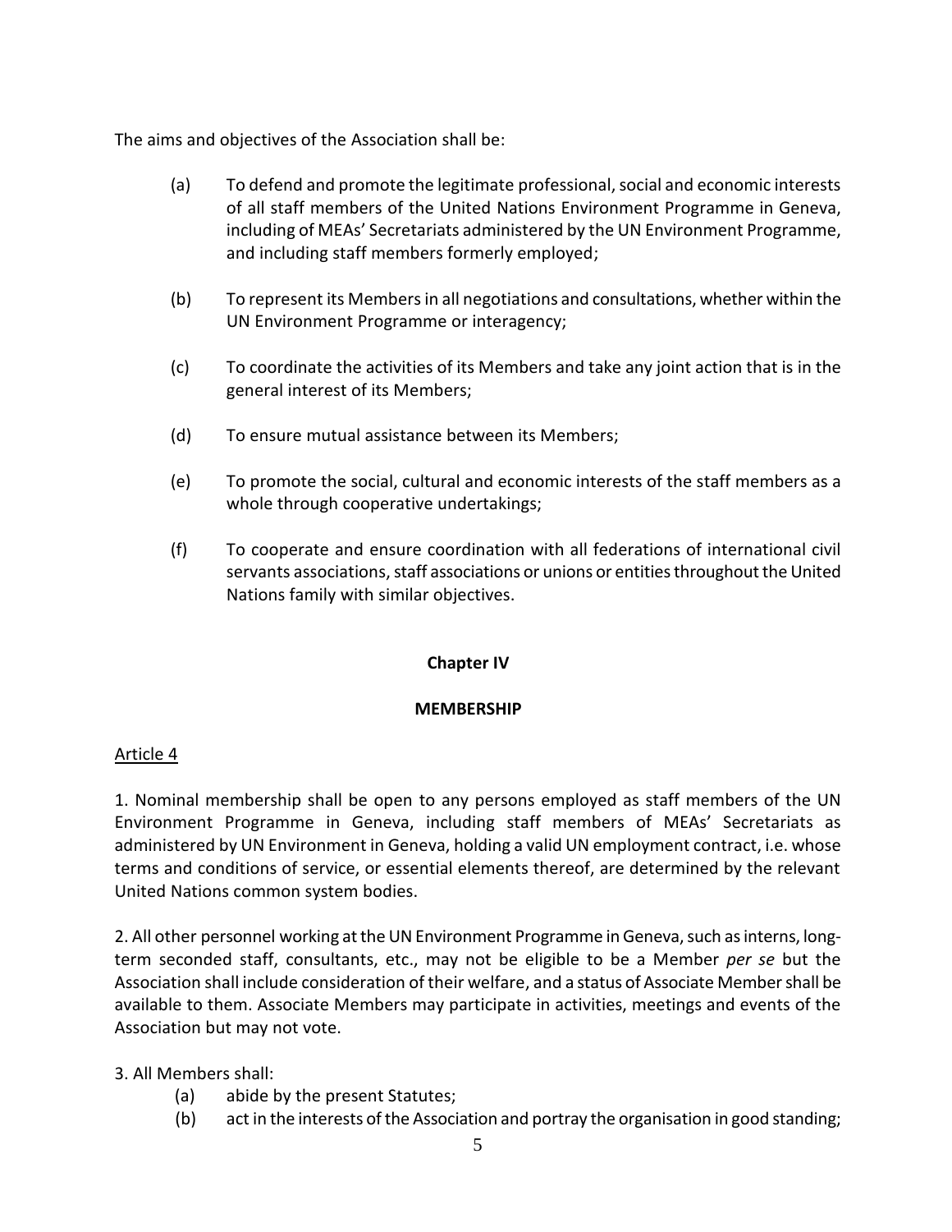The aims and objectives of the Association shall be:

(a) To defend and promote the legitimate professional, social and economic interests of all staff members of the United Nations Environment Programme in Geneva, including of MEAs' Secretariats administered by the UN Environment Programme, and including staff members formerly employed;

(b) To represent its Members in all negotiations and consultations, whether within the UN Environment Programme or interagency;

(c) To coordinate the activities of its Members and take any joint action that is in the general interest of its Members;

(d) To ensure mutual assistance between its Members;

(e) To promote the social, cultural and economic interests of the staff members as a whole through cooperative undertakings;

(f) To cooperate and ensure coordination with all federations of international civil servants associations, staff associations or unions or entities throughout the United Nations family with similar objectives.

## Chapter IV

## MEMBERSHIP

Article 4

1. Nominal membership shall be open to any persons employed as staff members of the UN Environment Programme in Geneva, including staff members of MEAs' Secretariats as administered by UN Environment in Geneva, holding a valid UN employment contract, i.e. whose terms and conditions of service, or essential elements thereof, are determined by the relevant United Nations common system bodies.

2. All other personnel working at the UN Environment Programme in Geneva, such as interns, long-term seconded staff, consultants, etc., may not be eligible to be a Member *per se* but the Association shall include consideration of their welfare, and a status of Associate Member shall be available to them. Associate Members may participate in activities, meetings and events of the Association but may not vote.

3. All Members shall:

(a) abide by the present Statutes;

(b) act in the interests of the Association and portray the organisation in good standing;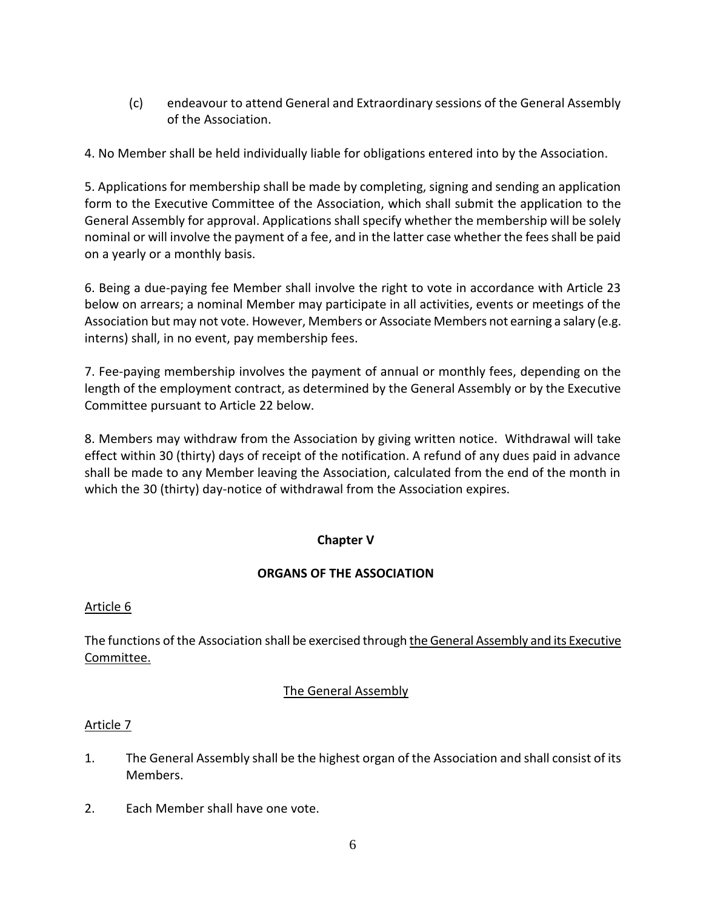(c) endeavour to attend General and Extraordinary sessions of the General Assembly of the Association.

4. No Member shall be held individually liable for obligations entered into by the Association.

5. Applications for membership shall be made by completing, signing and sending an application form to the Executive Committee of the Association, which shall submit the application to the General Assembly for approval. Applications shall specify whether the membership will be solely nominal or will involve the payment of a fee, and in the latter case whether the fees shall be paid on a yearly or a monthly basis.

6. Being a due-paying fee Member shall involve the right to vote in accordance with Article 23 below on arrears; a nominal Member may participate in all activities, events or meetings of the Association but may not vote. However, Members or Associate Members not earning a salary (e.g. interns) shall, in no event, pay membership fees.

7. Fee-paying membership involves the payment of annual or monthly fees, depending on the length of the employment contract, as determined by the General Assembly or by the Executive Committee pursuant to Article 22 below.

8. Members may withdraw from the Association by giving written notice. Withdrawal will take effect within 30 (thirty) days of receipt of the notification. A refund of any dues paid in advance shall be made to any Member leaving the Association, calculated from the end of the month in which the 30 (thirty) day-notice of withdrawal from the Association expires.

## Chapter V

## ORGANS OF THE ASSOCIATION

### Article 6

The functions of the Association shall be exercised through the General Assembly and its Executive Committee.

### The General Assembly

### Article 7

1. The General Assembly shall be the highest organ of the Association and shall consist of its Members.

2. Each Member shall have one vote.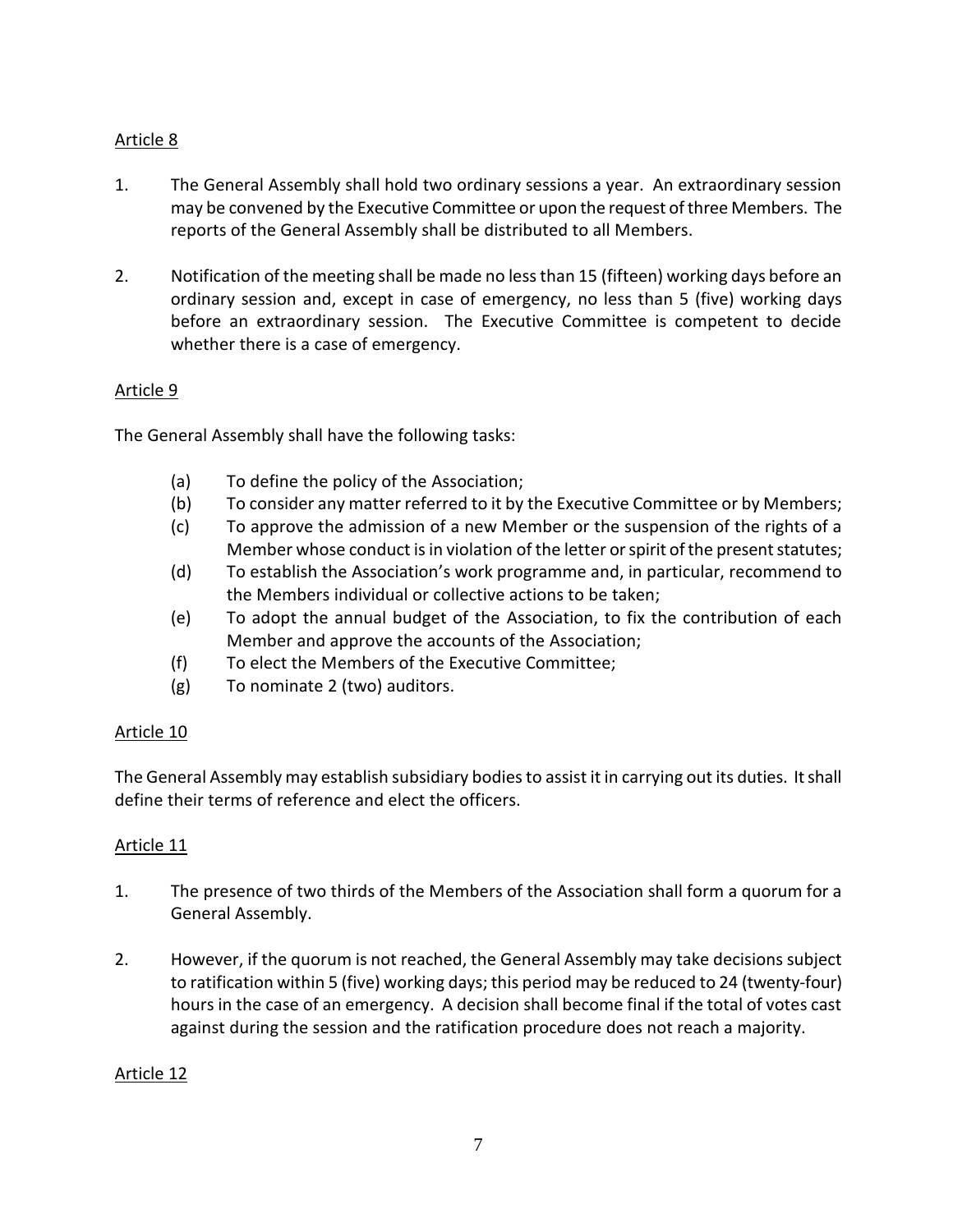Article 8

1. The General Assembly shall hold two ordinary sessions a year. An extraordinary session may be convened by the Executive Committee or upon the request of three Members. The reports of the General Assembly shall be distributed to all Members.

2. Notification of the meeting shall be made no less than 15 (fifteen) working days before an ordinary session and, except in case of emergency, no less than 5 (five) working days before an extraordinary session. The Executive Committee is competent to decide whether there is a case of emergency.

Article 9

The General Assembly shall have the following tasks:

- (a) To define the policy of the Association;
- (b) To consider any matter referred to it by the Executive Committee or by Members;
- (c) To approve the admission of a new Member or the suspension of the rights of a Member whose conduct is in violation of the letter or spirit of the present statutes;
- (d) To establish the Association's work programme and, in particular, recommend to the Members individual or collective actions to be taken;
- (e) To adopt the annual budget of the Association, to fix the contribution of each Member and approve the accounts of the Association;
- (f) To elect the Members of the Executive Committee;
- (g) To nominate 2 (two) auditors.

Article 10

The General Assembly may establish subsidiary bodies to assist it in carrying out its duties. It shall define their terms of reference and elect the officers.

Article 11

1. The presence of two thirds of the Members of the Association shall form a quorum for a General Assembly.

2. However, if the quorum is not reached, the General Assembly may take decisions subject to ratification within 5 (five) working days; this period may be reduced to 24 (twenty-four) hours in the case of an emergency. A decision shall become final if the total of votes cast against during the session and the ratification procedure does not reach a majority.

Article 12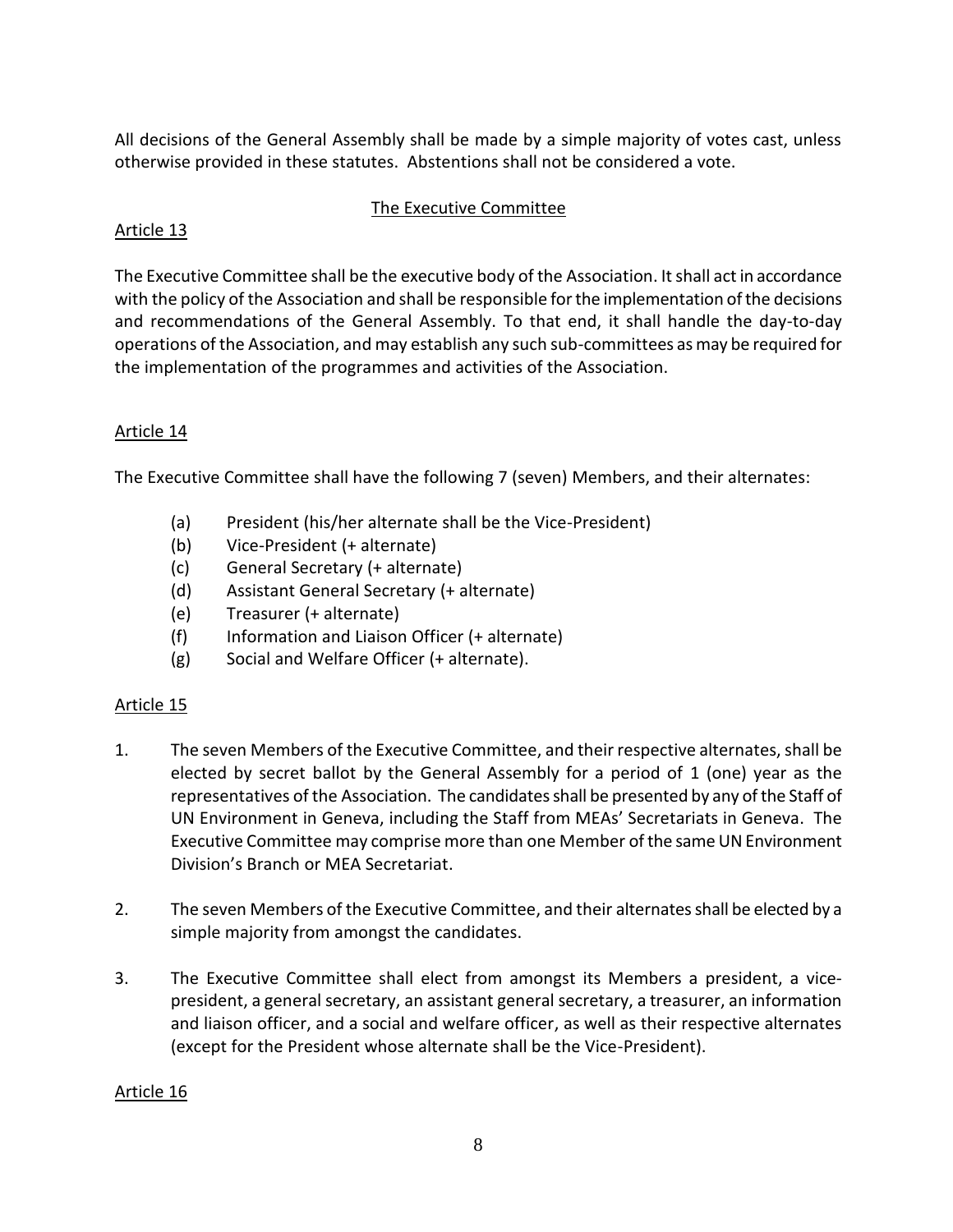All decisions of the General Assembly shall be made by a simple majority of votes cast, unless otherwise provided in these statutes. Abstentions shall not be considered a vote.

## The Executive Committee

### Article 13

The Executive Committee shall be the executive body of the Association. It shall act in accordance with the policy of the Association and shall be responsible for the implementation of the decisions and recommendations of the General Assembly. To that end, it shall handle the day-to-day operations of the Association, and may establish any such sub-committees as may be required for the implementation of the programmes and activities of the Association.

### Article 14

The Executive Committee shall have the following 7 (seven) Members, and their alternates:

- (a) President (his/her alternate shall be the Vice-President)
- (b) Vice-President (+ alternate)
- (c) General Secretary (+ alternate)
- (d) Assistant General Secretary (+ alternate)
- (e) Treasurer (+ alternate)
- (f) Information and Liaison Officer (+ alternate)
- (g) Social and Welfare Officer (+ alternate).

### Article 15

1. The seven Members of the Executive Committee, and their respective alternates, shall be elected by secret ballot by the General Assembly for a period of 1 (one) year as the representatives of the Association. The candidates shall be presented by any of the Staff of UN Environment in Geneva, including the Staff from MEAs' Secretariats in Geneva. The Executive Committee may comprise more than one Member of the same UN Environment Division's Branch or MEA Secretariat.

2. The seven Members of the Executive Committee, and their alternates shall be elected by a simple majority from amongst the candidates.

3. The Executive Committee shall elect from amongst its Members a president, a vice-president, a general secretary, an assistant general secretary, a treasurer, an information and liaison officer, and a social and welfare officer, as well as their respective alternates (except for the President whose alternate shall be the Vice-President).

### Article 16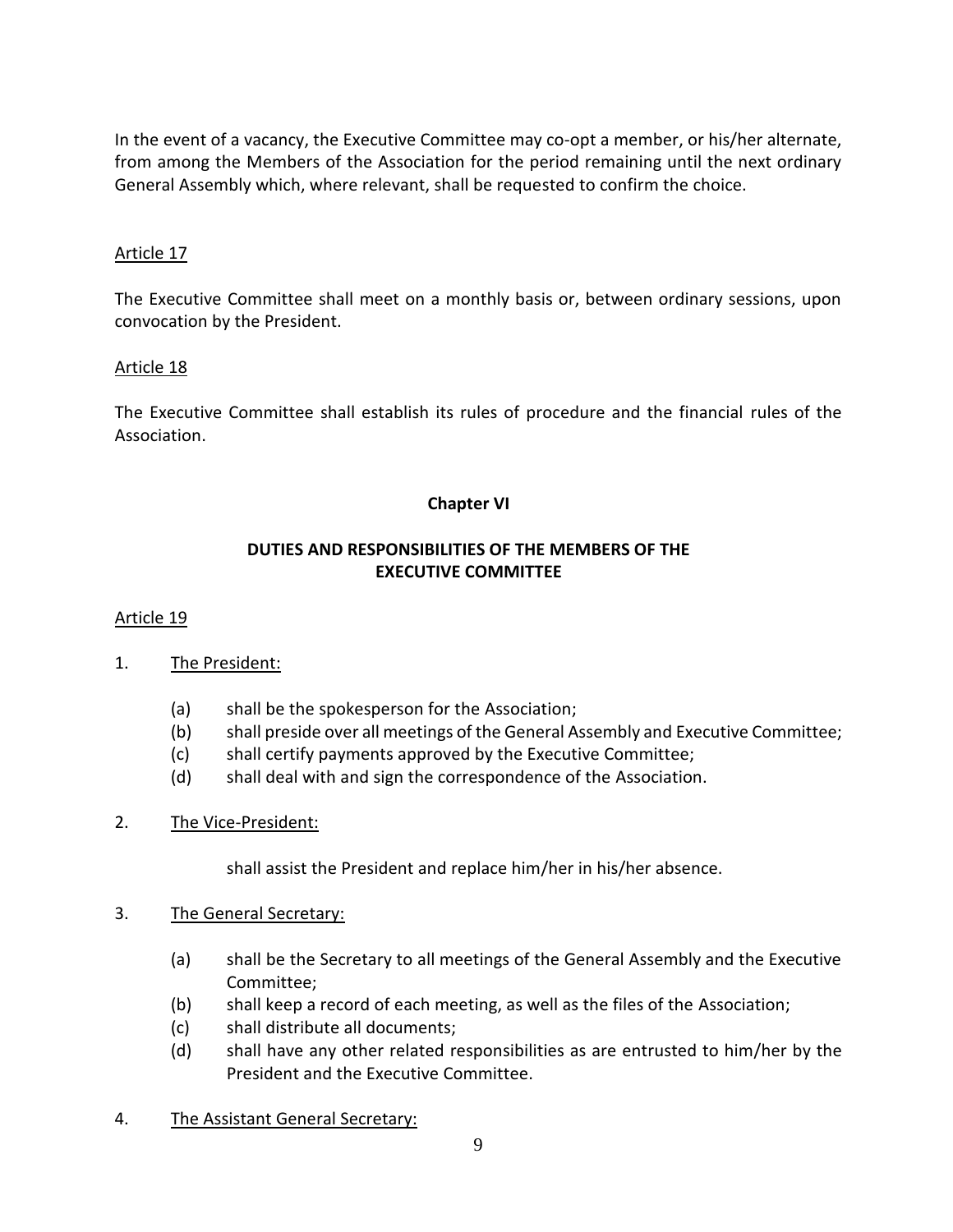In the event of a vacancy, the Executive Committee may co-opt a member, or his/her alternate, from among the Members of the Association for the period remaining until the next ordinary General Assembly which, where relevant, shall be requested to confirm the choice.

Article 17

The Executive Committee shall meet on a monthly basis or, between ordinary sessions, upon convocation by the President.

Article 18

The Executive Committee shall establish its rules of procedure and the financial rules of the Association.

## Chapter VI

## DUTIES AND RESPONSIBILITIES OF THE MEMBERS OF THE EXECUTIVE COMMITTEE

Article 19

1. The President:

    (a) shall be the spokesperson for the Association;
    (b) shall preside over all meetings of the General Assembly and Executive Committee;
    (c) shall certify payments approved by the Executive Committee;
    (d) shall deal with and sign the correspondence of the Association.

2. The Vice-President:

    shall assist the President and replace him/her in his/her absence.

3. The General Secretary:

    (a) shall be the Secretary to all meetings of the General Assembly and the Executive Committee;
    (b) shall keep a record of each meeting, as well as the files of the Association;
    (c) shall distribute all documents;
    (d) shall have any other related responsibilities as are entrusted to him/her by the President and the Executive Committee.

4. The Assistant General Secretary: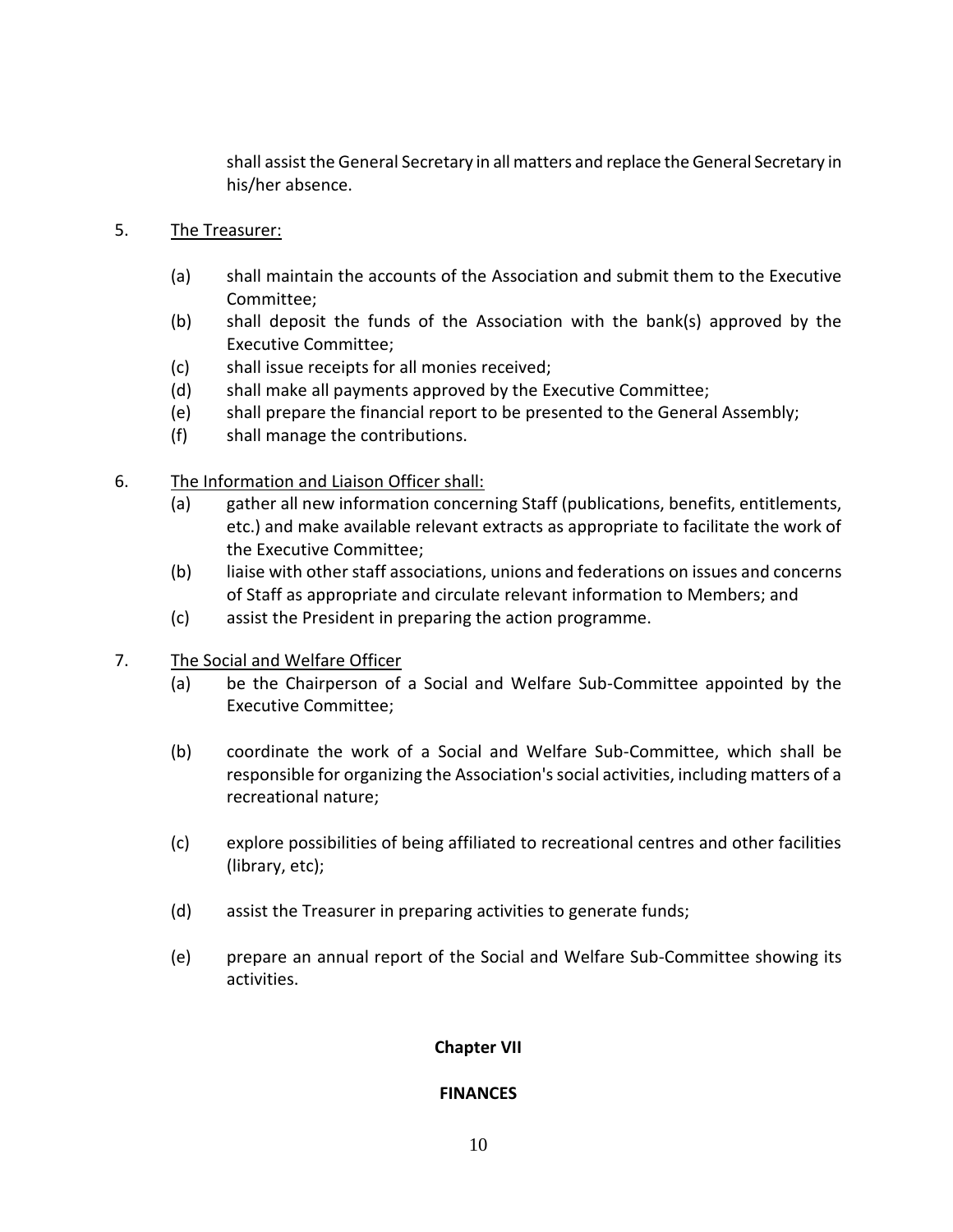shall assist the General Secretary in all matters and replace the General Secretary in his/her absence.

5. <u>The Treasurer:</u>

   (a) shall maintain the accounts of the Association and submit them to the Executive Committee;
   (b) shall deposit the funds of the Association with the bank(s) approved by the Executive Committee;
   (c) shall issue receipts for all monies received;
   (d) shall make all payments approved by the Executive Committee;
   (e) shall prepare the financial report to be presented to the General Assembly;
   (f) shall manage the contributions.

6. <u>The Information and Liaison Officer shall:</u>

   (a) gather all new information concerning Staff (publications, benefits, entitlements, etc.) and make available relevant extracts as appropriate to facilitate the work of the Executive Committee;
   (b) liaise with other staff associations, unions and federations on issues and concerns of Staff as appropriate and circulate relevant information to Members; and
   (c) assist the President in preparing the action programme.

7. <u>The Social and Welfare Officer</u>

   (a) be the Chairperson of a Social and Welfare Sub-Committee appointed by the Executive Committee;

   (b) coordinate the work of a Social and Welfare Sub-Committee, which shall be responsible for organizing the Association's social activities, including matters of a recreational nature;

   (c) explore possibilities of being affiliated to recreational centres and other facilities (library, etc);

   (d) assist the Treasurer in preparing activities to generate funds;

   (e) prepare an annual report of the Social and Welfare Sub-Committee showing its activities.

## Chapter VII

## FINANCES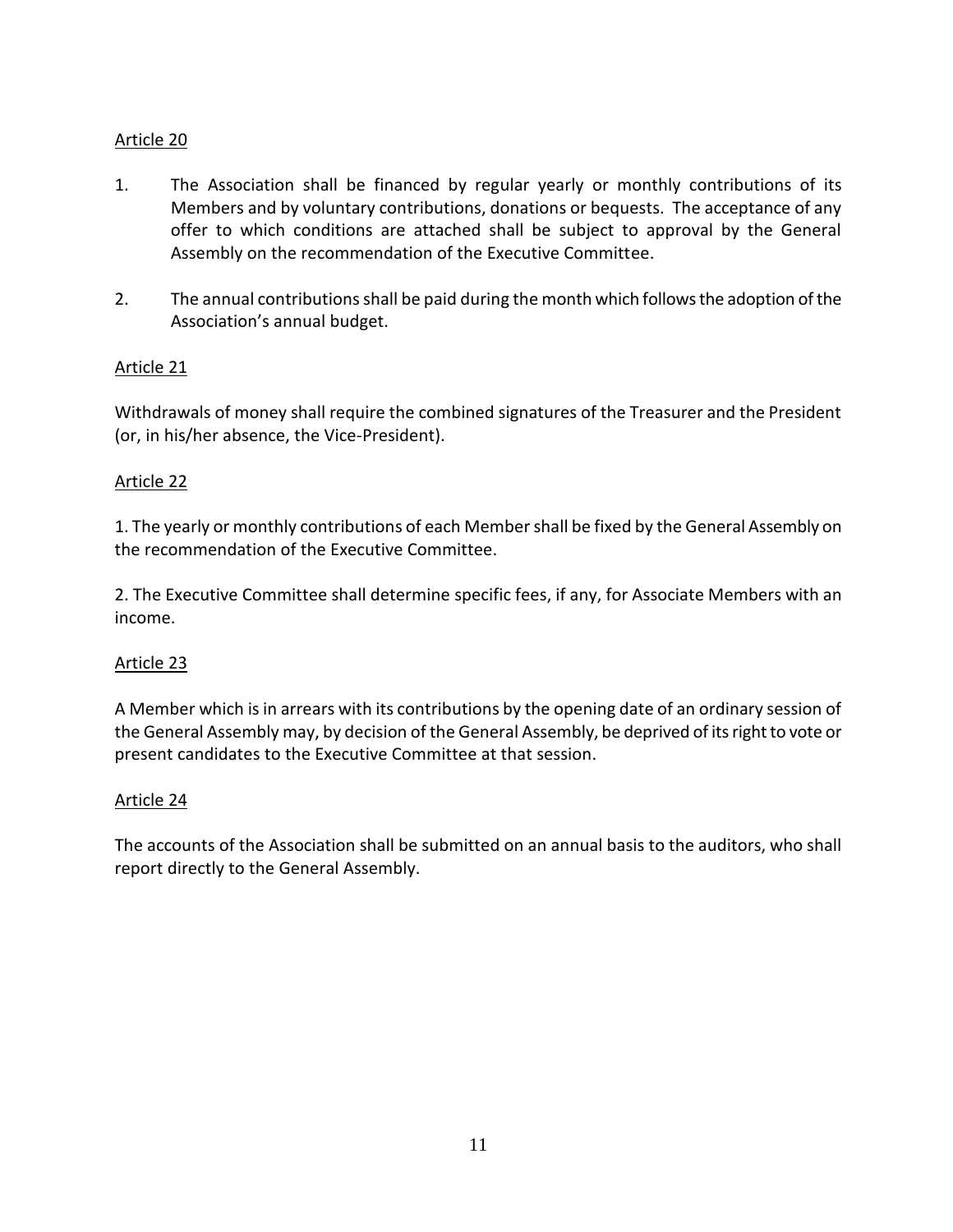Article 20

1. The Association shall be financed by regular yearly or monthly contributions of its Members and by voluntary contributions, donations or bequests. The acceptance of any offer to which conditions are attached shall be subject to approval by the General Assembly on the recommendation of the Executive Committee.

2. The annual contributions shall be paid during the month which follows the adoption of the Association's annual budget.

Article 21

Withdrawals of money shall require the combined signatures of the Treasurer and the President (or, in his/her absence, the Vice-President).

Article 22

1. The yearly or monthly contributions of each Member shall be fixed by the General Assembly on the recommendation of the Executive Committee.

2. The Executive Committee shall determine specific fees, if any, for Associate Members with an income.

Article 23

A Member which is in arrears with its contributions by the opening date of an ordinary session of the General Assembly may, by decision of the General Assembly, be deprived of its right to vote or present candidates to the Executive Committee at that session.

Article 24

The accounts of the Association shall be submitted on an annual basis to the auditors, who shall report directly to the General Assembly.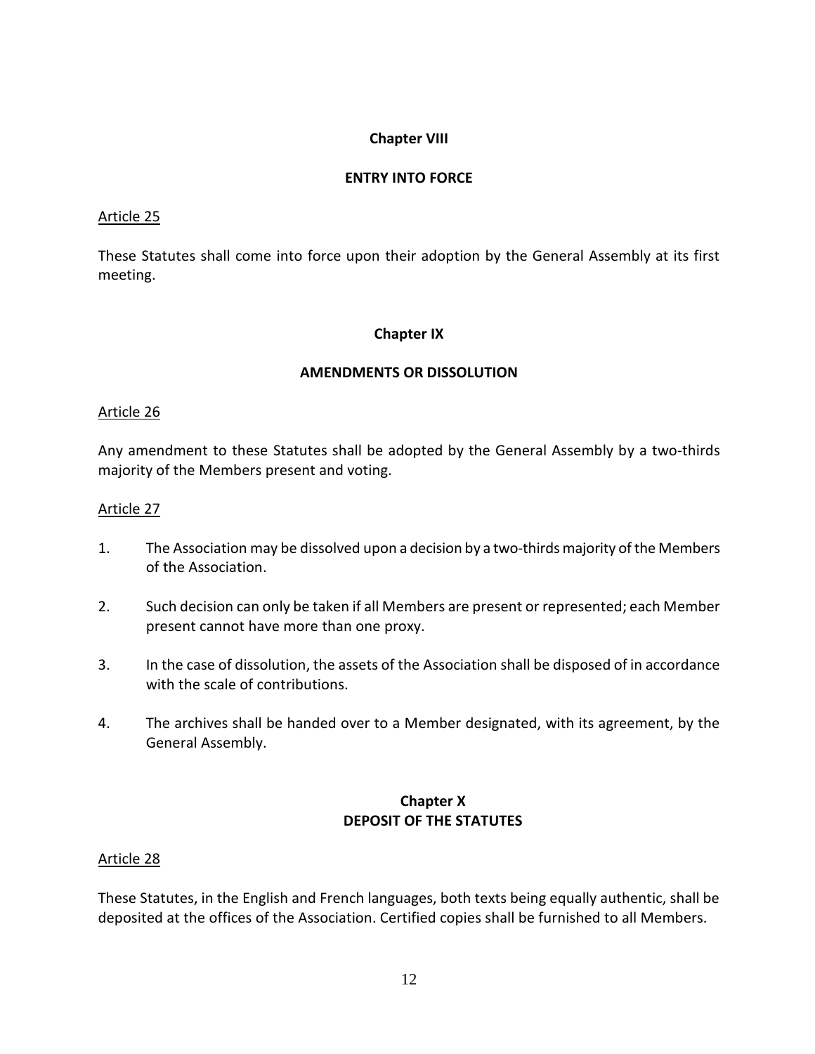## Chapter VIII

## ENTRY INTO FORCE

Article 25

These Statutes shall come into force upon their adoption by the General Assembly at its first meeting.

## Chapter IX

## AMENDMENTS OR DISSOLUTION

Article 26

Any amendment to these Statutes shall be adopted by the General Assembly by a two-thirds majority of the Members present and voting.

Article 27

1. The Association may be dissolved upon a decision by a two-thirds majority of the Members of the Association.

2. Such decision can only be taken if all Members are present or represented; each Member present cannot have more than one proxy.

3. In the case of dissolution, the assets of the Association shall be disposed of in accordance with the scale of contributions.

4. The archives shall be handed over to a Member designated, with its agreement, by the General Assembly.

## Chapter X
## DEPOSIT OF THE STATUTES

Article 28

These Statutes, in the English and French languages, both texts being equally authentic, shall be deposited at the offices of the Association. Certified copies shall be furnished to all Members.